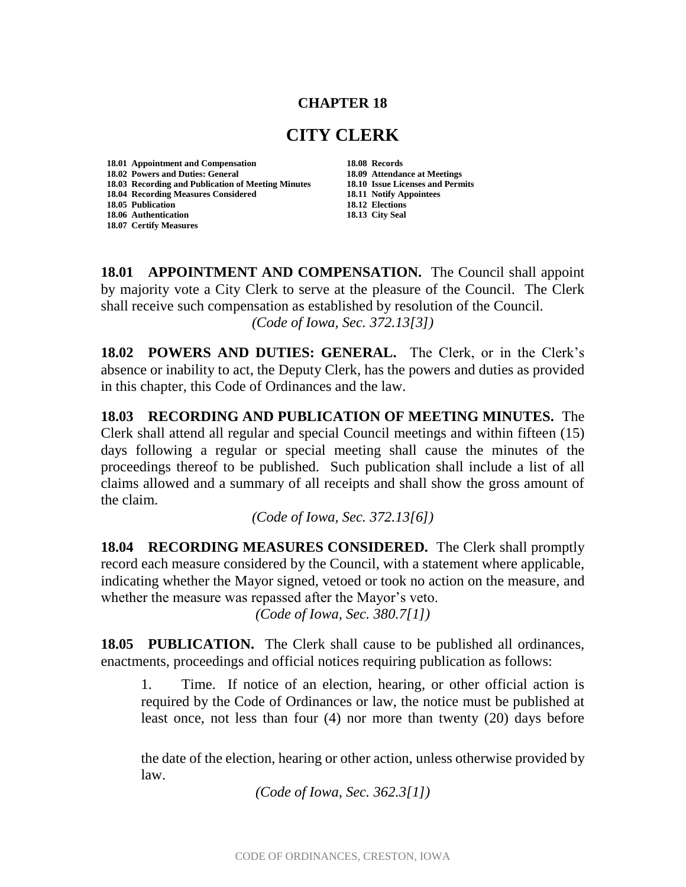# CHAPTER 18

# CITY CLERK

| | |
|---|---|
| **18.01 Appointment and Compensation** | **18.08 Records** |
| **18.02 Powers and Duties: General** | **18.09 Attendance at Meetings** |
| **18.03 Recording and Publication of Meeting Minutes** | **18.10 Issue Licenses and Permits** |
| **18.04 Recording Measures Considered** | **18.11 Notify Appointees** |
| **18.05 Publication** | **18.12 Elections** |
| **18.06 Authentication** | **18.13 City Seal** |
| **18.07 Certify Measures** | |

**18.01 APPOINTMENT AND COMPENSATION.** The Council shall appoint by majority vote a City Clerk to serve at the pleasure of the Council. The Clerk shall receive such compensation as established by resolution of the Council.

*(Code of Iowa, Sec. 372.13[3])*

**18.02 POWERS AND DUTIES: GENERAL.** The Clerk, or in the Clerk's absence or inability to act, the Deputy Clerk, has the powers and duties as provided in this chapter, this Code of Ordinances and the law.

**18.03 RECORDING AND PUBLICATION OF MEETING MINUTES.** The Clerk shall attend all regular and special Council meetings and within fifteen (15) days following a regular or special meeting shall cause the minutes of the proceedings thereof to be published. Such publication shall include a list of all claims allowed and a summary of all receipts and shall show the gross amount of the claim.

*(Code of Iowa, Sec. 372.13[6])*

**18.04 RECORDING MEASURES CONSIDERED.** The Clerk shall promptly record each measure considered by the Council, with a statement where applicable, indicating whether the Mayor signed, vetoed or took no action on the measure, and whether the measure was repassed after the Mayor's veto.

*(Code of Iowa, Sec. 380.7[1])*

**18.05 PUBLICATION.** The Clerk shall cause to be published all ordinances, enactments, proceedings and official notices requiring publication as follows:

1. Time. If notice of an election, hearing, or other official action is required by the Code of Ordinances or law, the notice must be published at least once, not less than four (4) nor more than twenty (20) days before the date of the election, hearing or other action, unless otherwise provided by law.

*(Code of Iowa, Sec. 362.3[1])*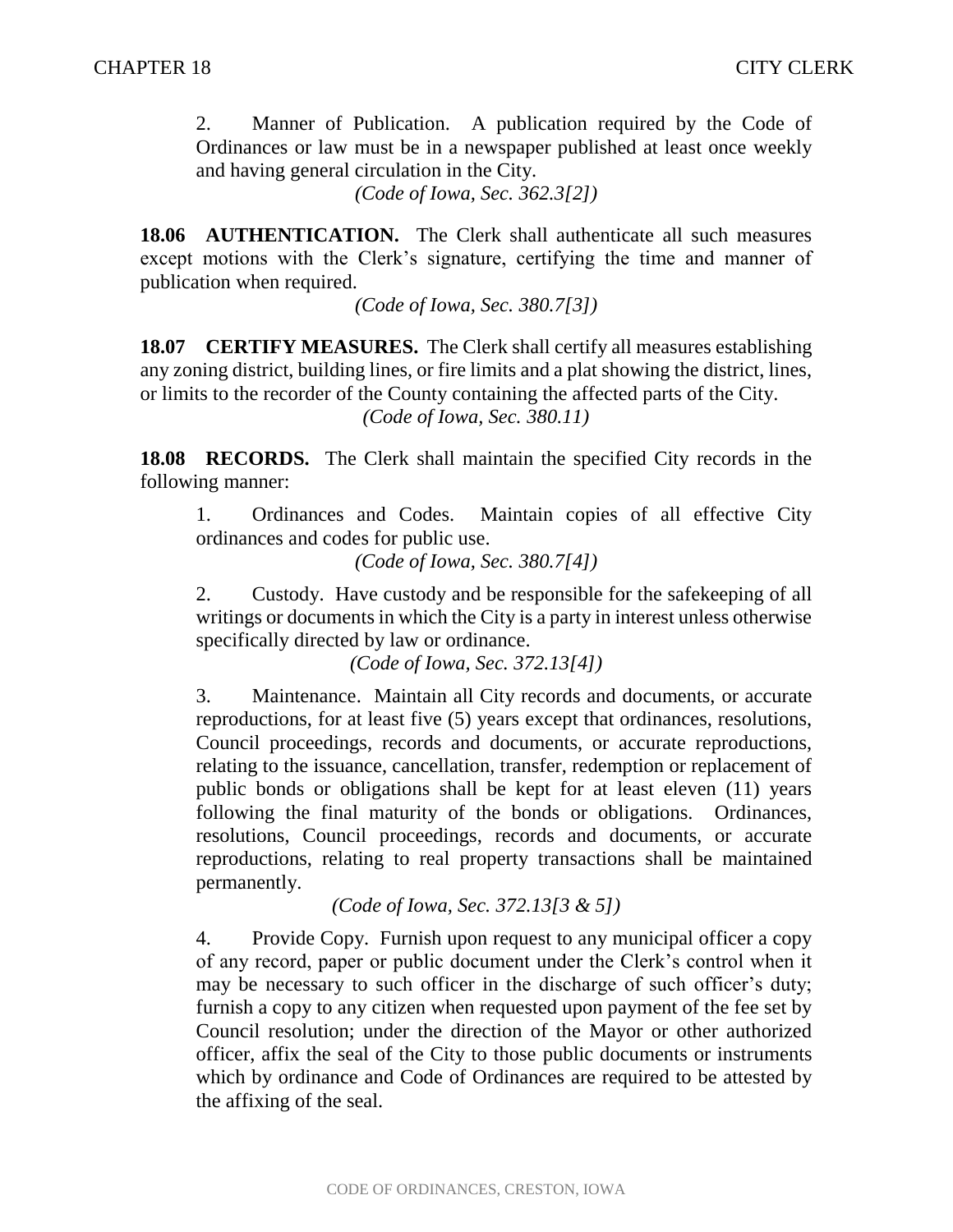2. Manner of Publication. A publication required by the Code of Ordinances or law must be in a newspaper published at least once weekly and having general circulation in the City.

*(Code of Iowa, Sec. 362.3[2])*

**18.06 AUTHENTICATION.** The Clerk shall authenticate all such measures except motions with the Clerk's signature, certifying the time and manner of publication when required.

*(Code of Iowa, Sec. 380.7[3])*

**18.07 CERTIFY MEASURES.** The Clerk shall certify all measures establishing any zoning district, building lines, or fire limits and a plat showing the district, lines, or limits to the recorder of the County containing the affected parts of the City.

*(Code of Iowa, Sec. 380.11)*

**18.08 RECORDS.** The Clerk shall maintain the specified City records in the following manner:

1. Ordinances and Codes. Maintain copies of all effective City ordinances and codes for public use.

*(Code of Iowa, Sec. 380.7[4])*

2. Custody. Have custody and be responsible for the safekeeping of all writings or documents in which the City is a party in interest unless otherwise specifically directed by law or ordinance.

*(Code of Iowa, Sec. 372.13[4])*

3. Maintenance. Maintain all City records and documents, or accurate reproductions, for at least five (5) years except that ordinances, resolutions, Council proceedings, records and documents, or accurate reproductions, relating to the issuance, cancellation, transfer, redemption or replacement of public bonds or obligations shall be kept for at least eleven (11) years following the final maturity of the bonds or obligations. Ordinances, resolutions, Council proceedings, records and documents, or accurate reproductions, relating to real property transactions shall be maintained permanently.

*(Code of Iowa, Sec. 372.13[3 & 5])*

4. Provide Copy. Furnish upon request to any municipal officer a copy of any record, paper or public document under the Clerk's control when it may be necessary to such officer in the discharge of such officer's duty; furnish a copy to any citizen when requested upon payment of the fee set by Council resolution; under the direction of the Mayor or other authorized officer, affix the seal of the City to those public documents or instruments which by ordinance and Code of Ordinances are required to be attested by the affixing of the seal.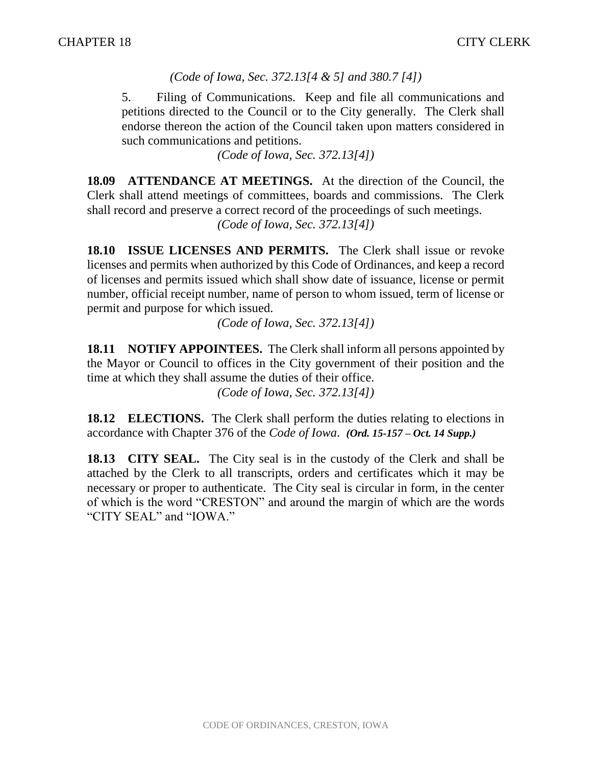*(Code of Iowa, Sec. 372.13[4 & 5] and 380.7 [4])*

5. Filing of Communications. Keep and file all communications and petitions directed to the Council or to the City generally. The Clerk shall endorse thereon the action of the Council taken upon matters considered in such communications and petitions.

*(Code of Iowa, Sec. 372.13[4])*

**18.09 ATTENDANCE AT MEETINGS.** At the direction of the Council, the Clerk shall attend meetings of committees, boards and commissions. The Clerk shall record and preserve a correct record of the proceedings of such meetings.

*(Code of Iowa, Sec. 372.13[4])*

**18.10 ISSUE LICENSES AND PERMITS.** The Clerk shall issue or revoke licenses and permits when authorized by this Code of Ordinances, and keep a record of licenses and permits issued which shall show date of issuance, license or permit number, official receipt number, name of person to whom issued, term of license or permit and purpose for which issued.

*(Code of Iowa, Sec. 372.13[4])*

**18.11 NOTIFY APPOINTEES.** The Clerk shall inform all persons appointed by the Mayor or Council to offices in the City government of their position and the time at which they shall assume the duties of their office.

*(Code of Iowa, Sec. 372.13[4])*

**18.12 ELECTIONS.** The Clerk shall perform the duties relating to elections in accordance with Chapter 376 of the *Code of Iowa*. ***(Ord. 15-157 – Oct. 14 Supp.)***

**18.13 CITY SEAL.** The City seal is in the custody of the Clerk and shall be attached by the Clerk to all transcripts, orders and certificates which it may be necessary or proper to authenticate. The City seal is circular in form, in the center of which is the word "CRESTON" and around the margin of which are the words "CITY SEAL" and "IOWA."